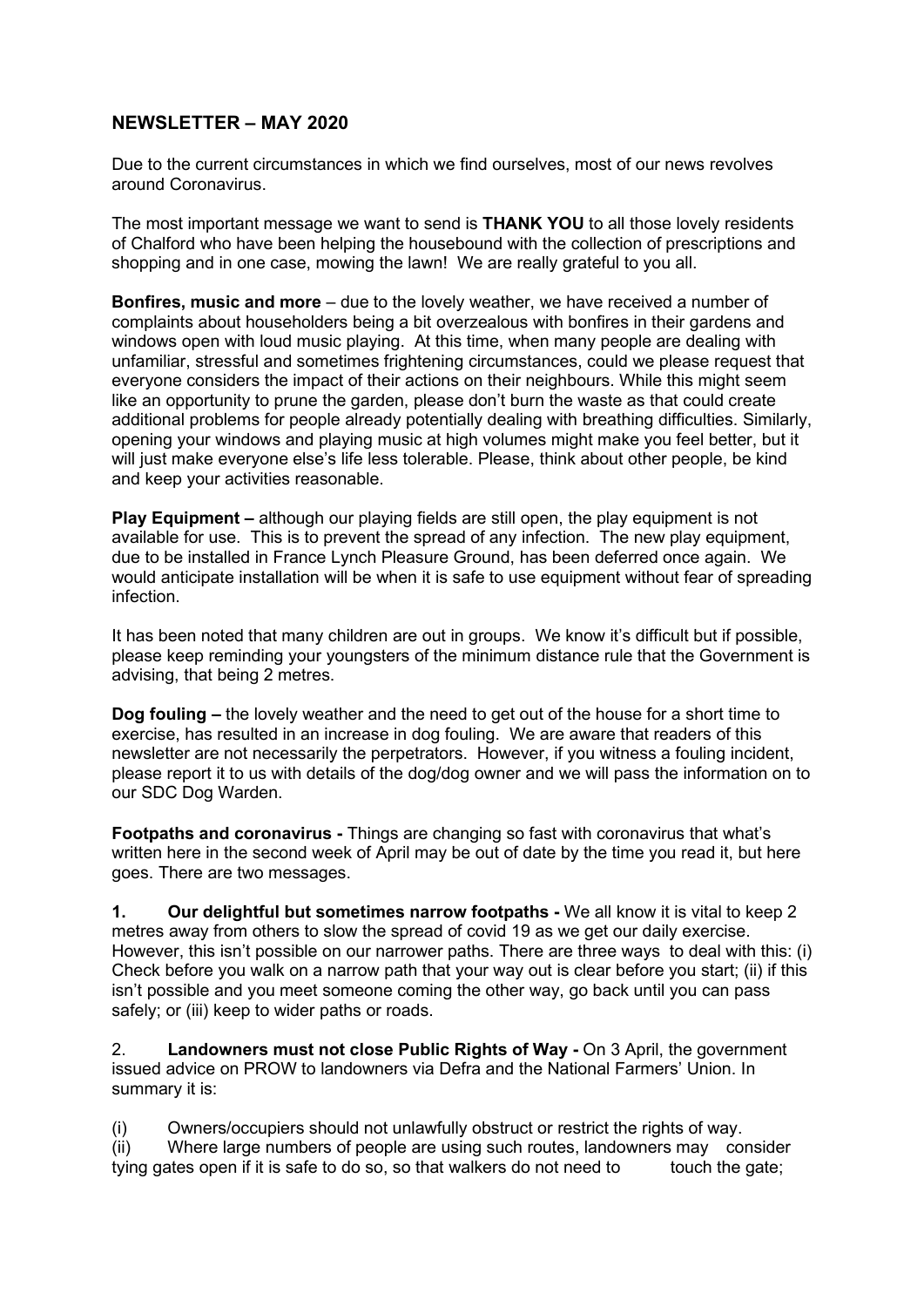## NEWSLETTER – MAY 2020

Due to the current circumstances in which we find ourselves, most of our news revolves around Coronavirus.

The most important message we want to send is **THANK YOU** to all those lovely residents of Chalford who have been helping the housebound with the collection of prescriptions and shopping and in one case, mowing the lawn! We are really grateful to you all.

**Bonfires, music and more** – due to the lovely weather, we have received a number of complaints about householders being a bit overzealous with bonfires in their gardens and windows open with loud music playing. At this time, when many people are dealing with unfamiliar, stressful and sometimes frightening circumstances, could we please request that everyone considers the impact of their actions on their neighbours. While this might seem like an opportunity to prune the garden, please don't burn the waste as that could create additional problems for people already potentially dealing with breathing difficulties. Similarly, opening your windows and playing music at high volumes might make you feel better, but it will just make everyone else's life less tolerable. Please, think about other people, be kind and keep your activities reasonable.

**Play Equipment –** although our playing fields are still open, the play equipment is not available for use. This is to prevent the spread of any infection. The new play equipment, due to be installed in France Lynch Pleasure Ground, has been deferred once again. We would anticipate installation will be when it is safe to use equipment without fear of spreading infection.

It has been noted that many children are out in groups. We know it's difficult but if possible, please keep reminding your youngsters of the minimum distance rule that the Government is advising, that being 2 metres.

**Dog fouling –** the lovely weather and the need to get out of the house for a short time to exercise, has resulted in an increase in dog fouling. We are aware that readers of this newsletter are not necessarily the perpetrators. However, if you witness a fouling incident, please report it to us with details of the dog/dog owner and we will pass the information on to our SDC Dog Warden.

**Footpaths and coronavirus -** Things are changing so fast with coronavirus that what's written here in the second week of April may be out of date by the time you read it, but here goes. There are two messages.

**1. Our delightful but sometimes narrow footpaths -** We all know it is vital to keep 2 metres away from others to slow the spread of covid 19 as we get our daily exercise. However, this isn't possible on our narrower paths. There are three ways to deal with this: (i) Check before you walk on a narrow path that your way out is clear before you start; (ii) if this isn't possible and you meet someone coming the other way, go back until you can pass safely; or (iii) keep to wider paths or roads.

2. **Landowners must not close Public Rights of Way -** On 3 April, the government issued advice on PROW to landowners via Defra and the National Farmers' Union. In summary it is:

(i) Owners/occupiers should not unlawfully obstruct or restrict the rights of way.
(ii) Where large numbers of people are using such routes, landowners may consider tying gates open if it is safe to do so, so that walkers do not need to touch the gate;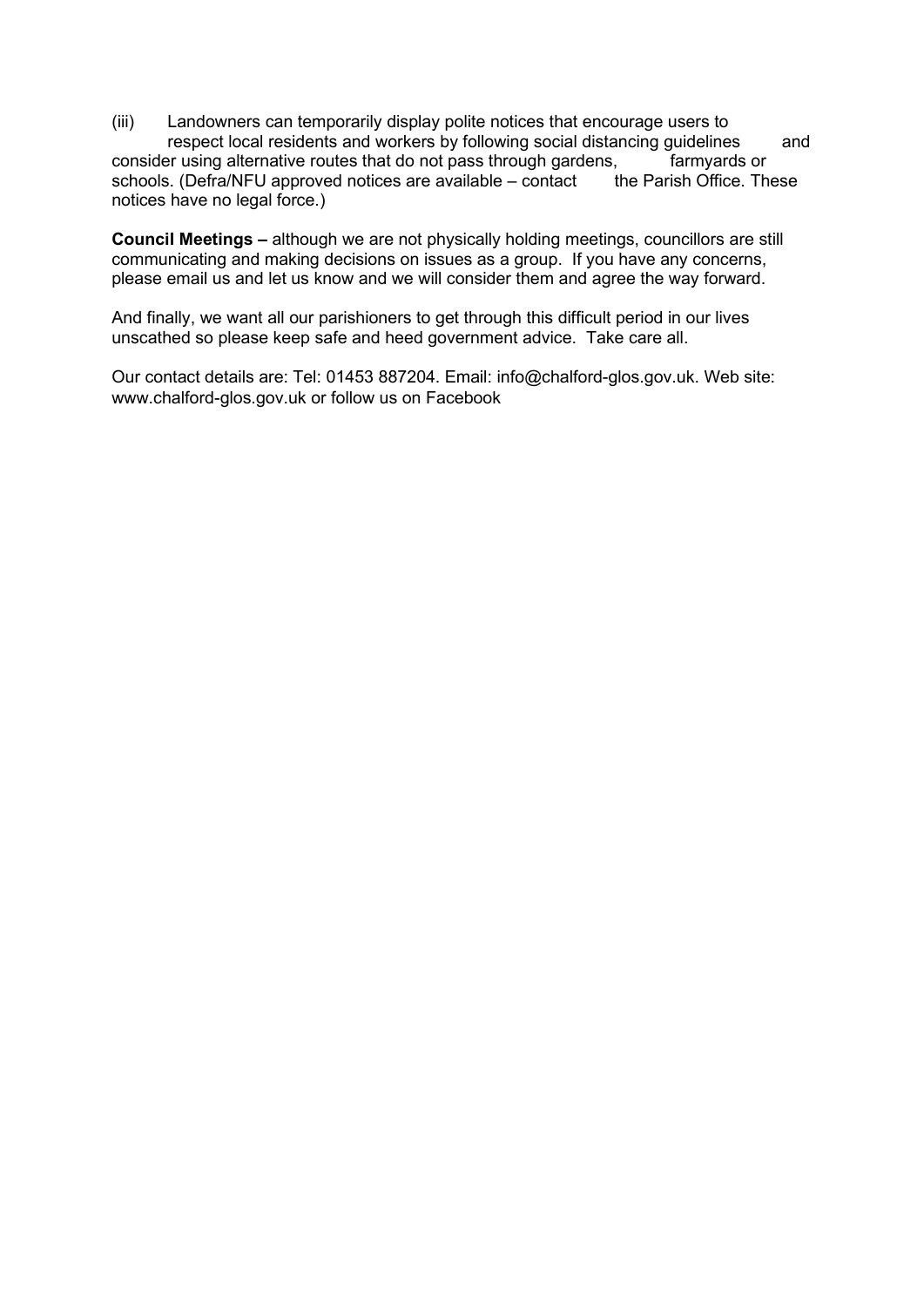(iii) Landowners can temporarily display polite notices that encourage users to respect local residents and workers by following social distancing guidelines and consider using alternative routes that do not pass through gardens, farmyards or schools. (Defra/NFU approved notices are available – contact the Parish Office. These notices have no legal force.)

**Council Meetings –** although we are not physically holding meetings, councillors are still communicating and making decisions on issues as a group. If you have any concerns, please email us and let us know and we will consider them and agree the way forward.

And finally, we want all our parishioners to get through this difficult period in our lives unscathed so please keep safe and heed government advice. Take care all.

Our contact details are: Tel: 01453 887204. Email: info@chalford-glos.gov.uk. Web site: www.chalford-glos.gov.uk or follow us on Facebook